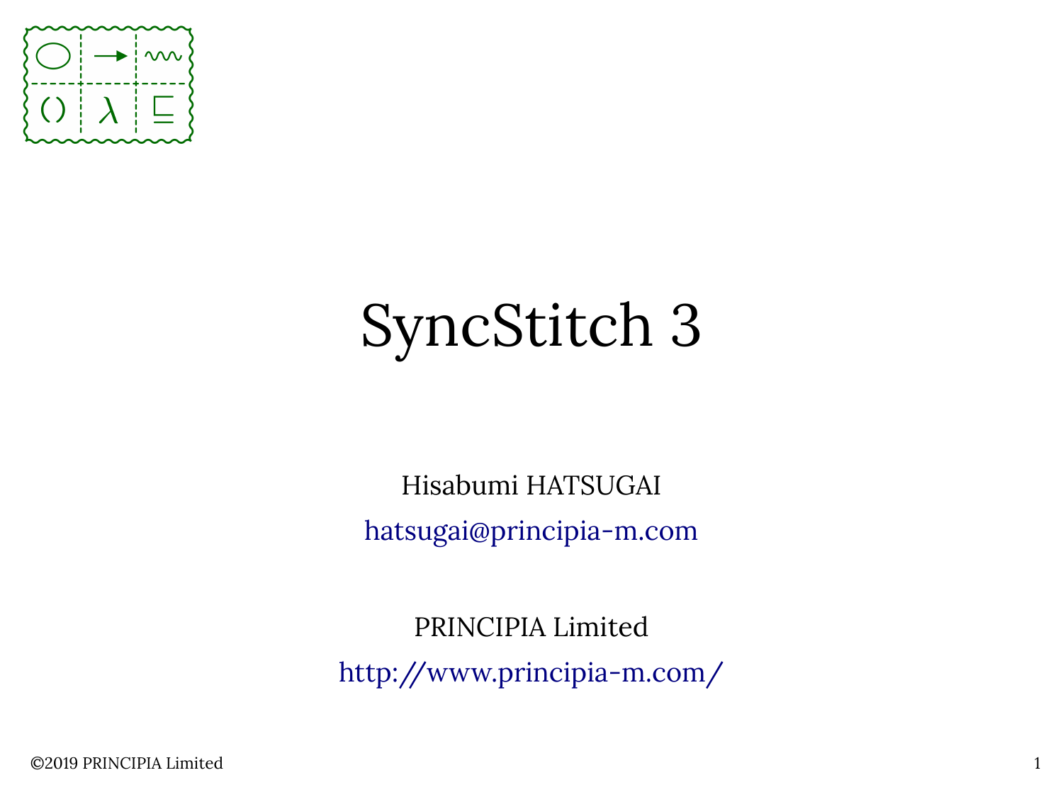# SyncStitch 3

Hisabumi HATSUGAI

hatsugai@principia-m.com

PRINCIPIA Limited

http://www.principia-m.com/

©2019 PRINCIPIA Limited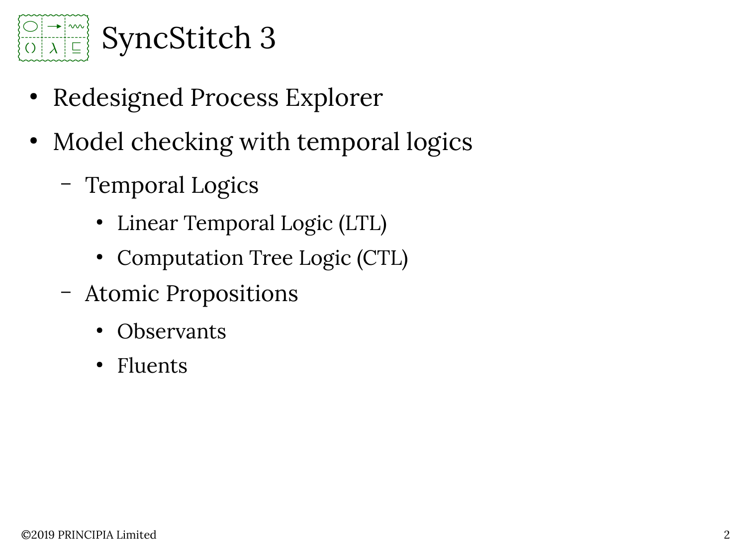# SyncStitch 3

- Redesigned Process Explorer
- Model checking with temporal logics
  - Temporal Logics
    - Linear Temporal Logic (LTL)
    - Computation Tree Logic (CTL)
  - Atomic Propositions
    - Observants
    - Fluents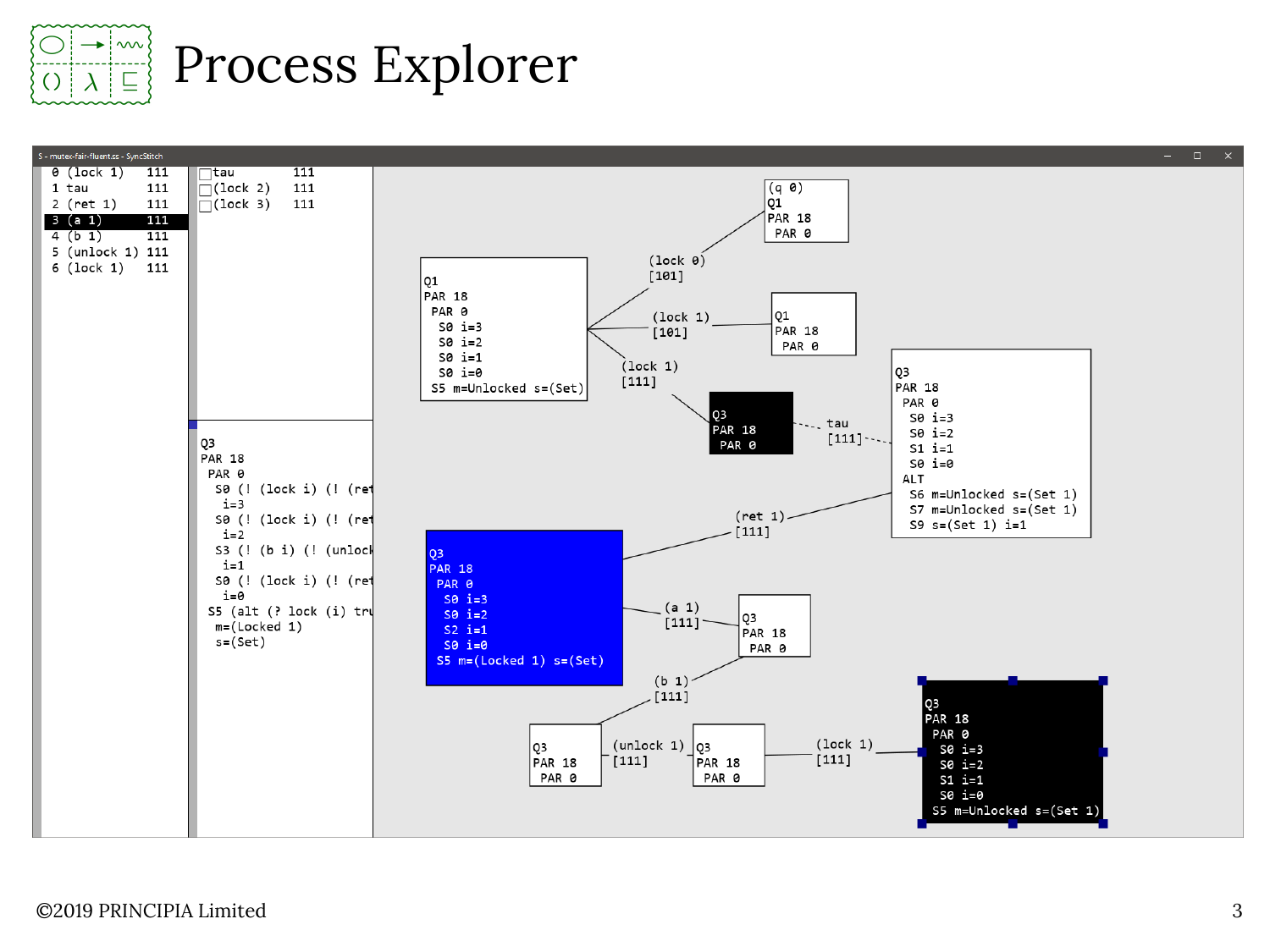# Process Explorer

S - mutex-fair-fluent.ss - SyncStitch

```
0 (lock 1)   111
1 tau        111
2 (ret 1)    111
3 (a 1)      111
4 (b 1)      111
5 (unlock 1) 111
6 (lock 1)   111
```

```
tau        111
(lock 2)   111
(lock 3)   111
```

```
Q3
PAR 18
 PAR 0
  S0 (! (lock i) (! (ret
   i=3
  S0 (! (lock i) (! (ret
   i=2
  S3 (! (b i) (! (unlock
   i=1
  S0 (! (lock i) (! (ret
   i=0
 S5 (alt (? lock (i) tru
  m=(Locked 1)
  s=(Set)
```

```
(q 0)
Q1
PAR 18
 PAR 0
```

```
Q1
PAR 18
 PAR 0
  S0 i=3
  S0 i=2
  S0 i=1
  S0 i=0
 S5 m=Unlocked s=(Set)
```

(lock 0) [101]

(lock 1) [101]

```
Q1
PAR 18
 PAR 0
```

(lock 1) [111]

```
Q3
PAR 18
 PAR 0
```

tau [111]

```
Q3
PAR 18
 PAR 0
  S0 i=3
  S0 i=2
  S1 i=1
  S0 i=0
 ALT
  S6 m=Unlocked s=(Set 1)
  S7 m=Unlocked s=(Set 1)
  S9 s=(Set 1) i=1
```

(ret 1) [111]

```
Q3
PAR 18
 PAR 0
  S0 i=3
  S0 i=2
  S2 i=1
  S0 i=0
 S5 m=(Locked 1) s=(Set)
```

(a 1) [111]

```
Q3
PAR 18
 PAR 0
```

(b 1) [111]

```
Q3
PAR 18
 PAR 0
```

(unlock 1) [111]

```
Q3
PAR 18
 PAR 0
```

(lock 1) [111]

```
Q3
PAR 18
 PAR 0
  S0 i=3
  S0 i=2
  S1 i=1
  S0 i=0
 S5 m=Unlocked s=(Set 1)
```

©2019 PRINCIPIA Limited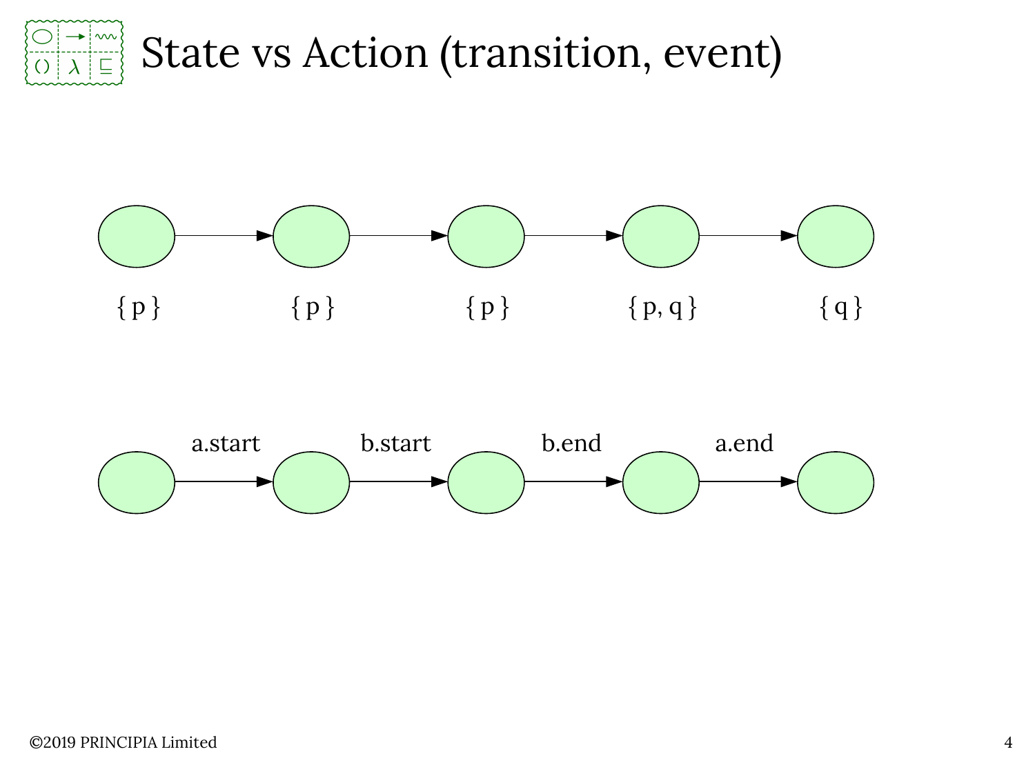# State vs Action (transition, event)

{ p }  { p }  { p }  { p, q }  { q }

a.start  b.start  b.end  a.end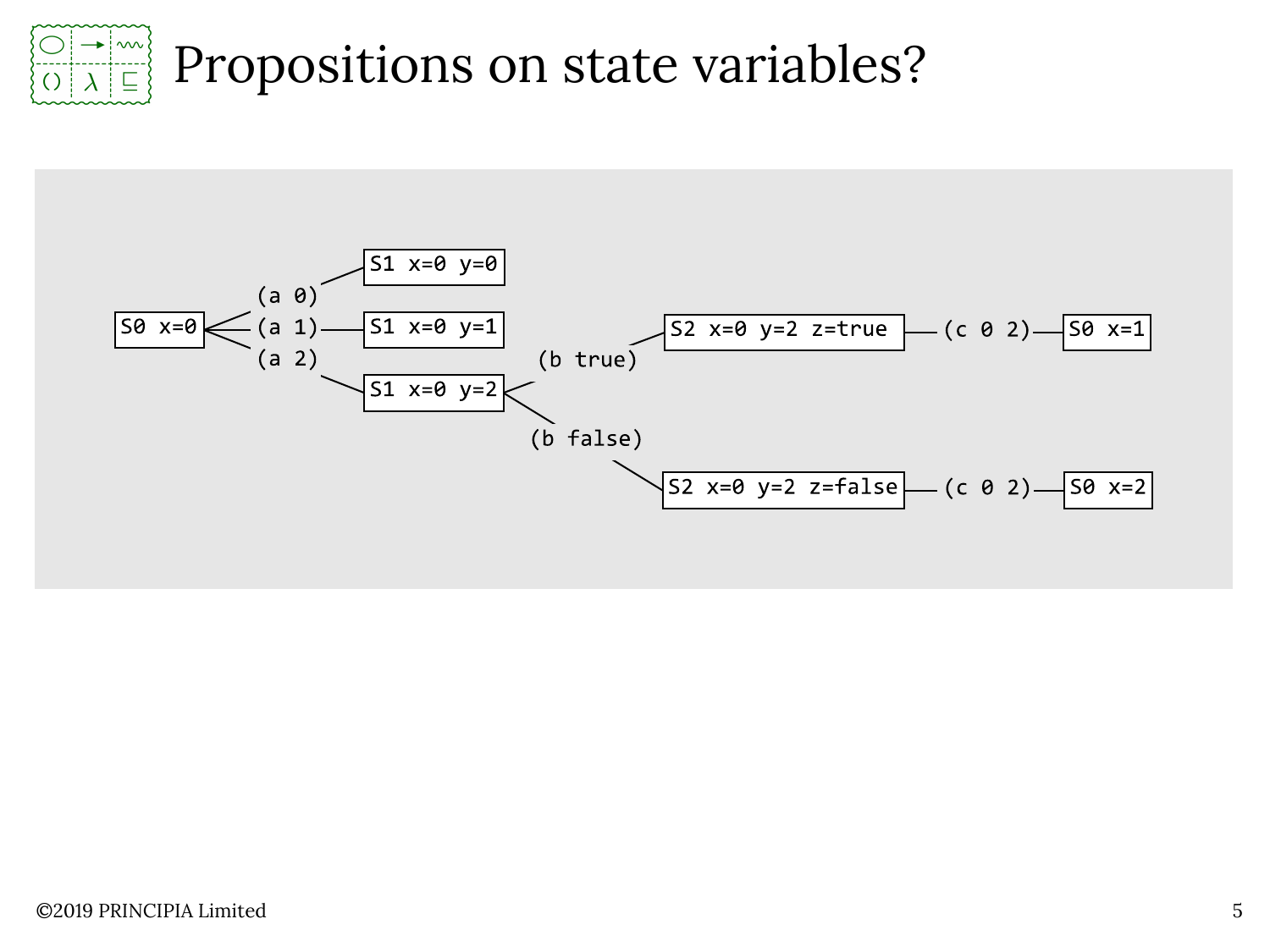# Propositions on state variables?

```
                       S1 x=0 y=0
               (a 0)
S0 x=0 ------- (a 1)-- S1 x=0 y=1                   S2 x=0 y=2 z=true  -- (c 0 2)-- S0 x=1
               (a 2)                    (b true)
                       S1 x=0 y=2
                                        (b false)

                                                    S2 x=0 y=2 z=false -- (c 0 2)-- S0 x=2
```

©2019 PRINCIPIA Limited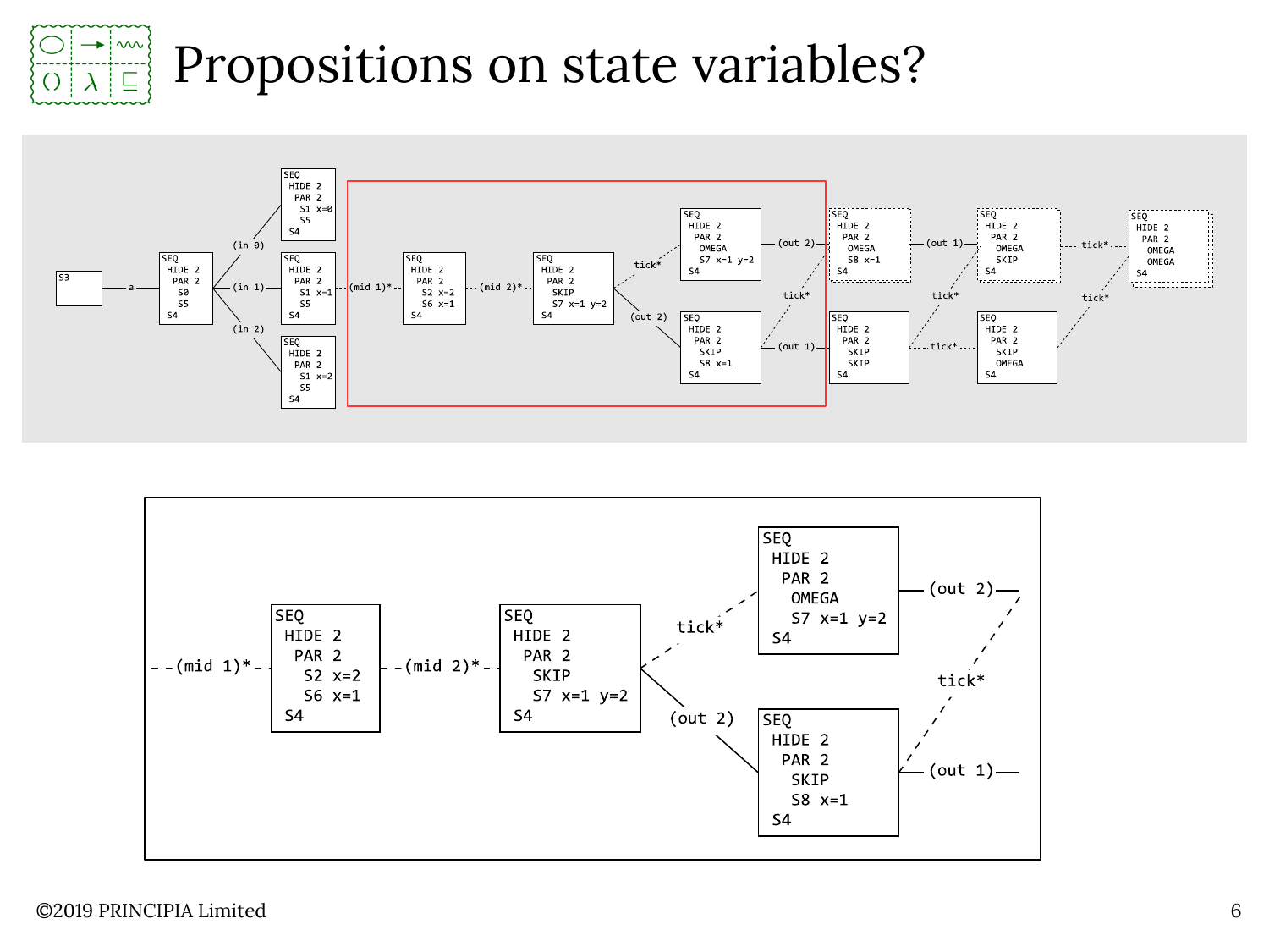# Propositions on state variables?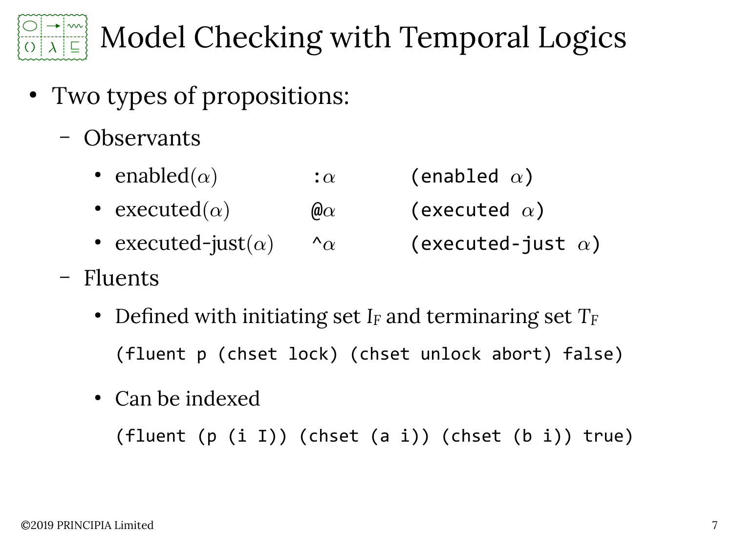# Model Checking with Temporal Logics

- Two types of propositions:
  - Observants
    - enabled($\alpha$) &nbsp;&nbsp;&nbsp; `:`$\alpha$ &nbsp;&nbsp;&nbsp; `(enabled` $\alpha$`)`
    - executed($\alpha$) &nbsp;&nbsp;&nbsp; `@`$\alpha$ &nbsp;&nbsp;&nbsp; `(executed` $\alpha$`)`
    - executed-just($\alpha$) &nbsp;&nbsp;&nbsp; `^`$\alpha$ &nbsp;&nbsp;&nbsp; `(executed-just` $\alpha$`)`
  - Fluents
    - Defined with initiating set $I_F$ and terminaring set $T_F$

      ```
      (fluent p (chset lock) (chset unlock abort) false)
      ```

    - Can be indexed

      ```
      (fluent (p (i I)) (chset (a i)) (chset (b i)) true)
      ```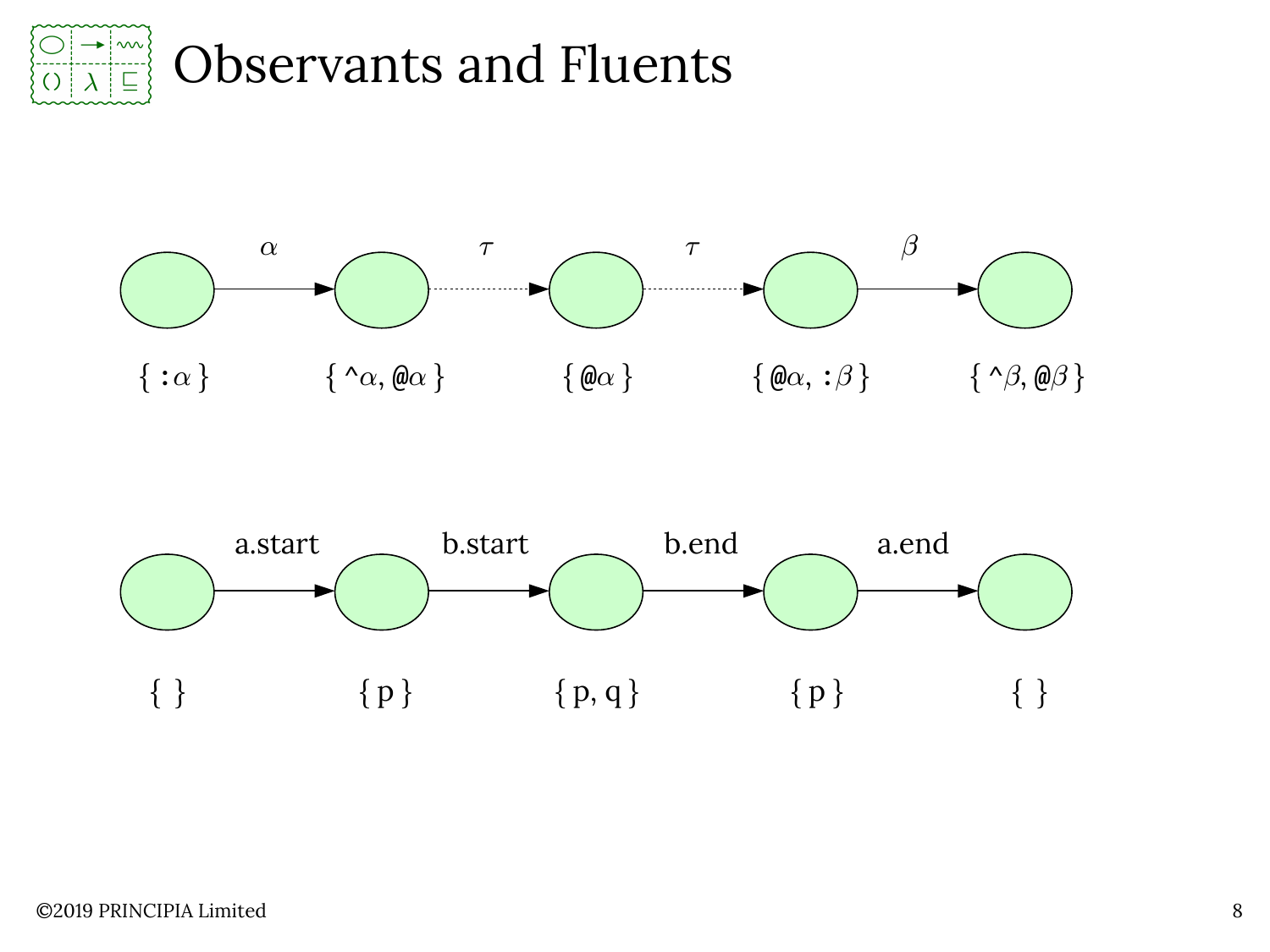# Observants and Fluents

$\alpha$ &nbsp;&nbsp; $\tau$ &nbsp;&nbsp; $\tau$ &nbsp;&nbsp; $\beta$

$\{\ {:}\alpha\ \}$ &nbsp;&nbsp; $\{\ \hat{}\alpha, @\alpha\ \}$ &nbsp;&nbsp; $\{\ @\alpha\ \}$ &nbsp;&nbsp; $\{\ @\alpha, {:}\beta\ \}$ &nbsp;&nbsp; $\{\ \hat{}\beta, @\beta\ \}$

a.start &nbsp;&nbsp; b.start &nbsp;&nbsp; b.end &nbsp;&nbsp; a.end

{ } &nbsp;&nbsp; { p } &nbsp;&nbsp; { p, q } &nbsp;&nbsp; { p } &nbsp;&nbsp; { }

©2019 PRINCIPIA Limited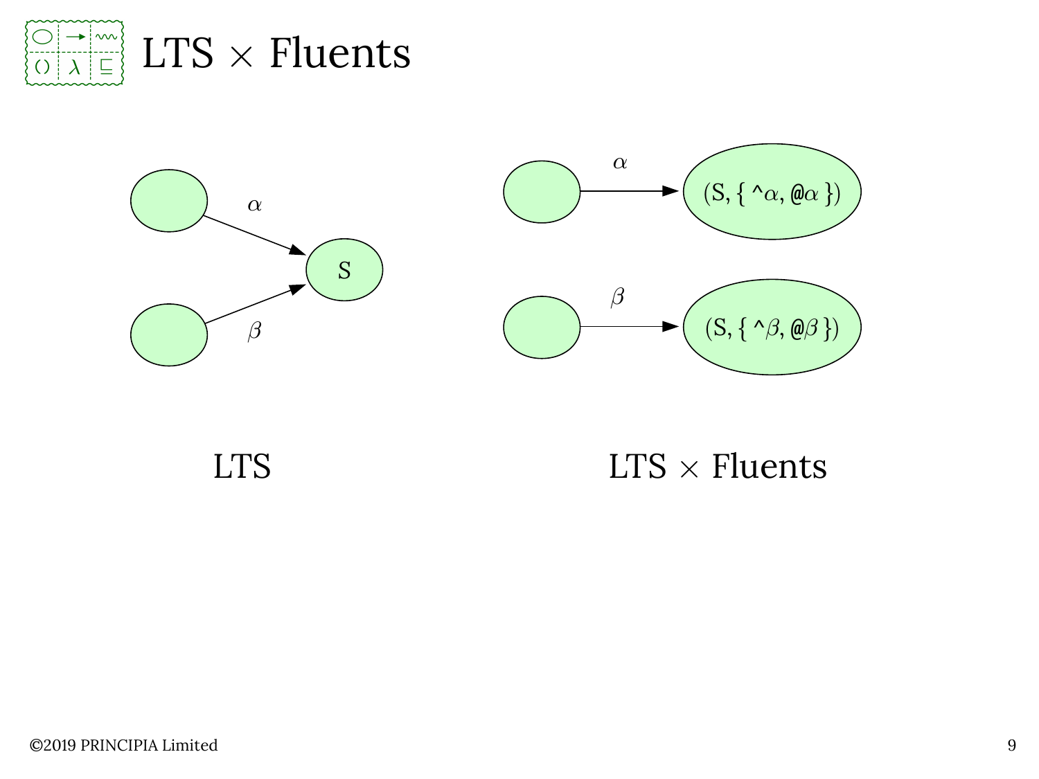# LTS × Fluents

$\alpha$

$\beta$

S

$\alpha$

(S, { ^$\alpha$, @$\alpha$ })

$\beta$

(S, { ^$\beta$, @$\beta$ })

LTS

LTS × Fluents

©2019 PRINCIPIA Limited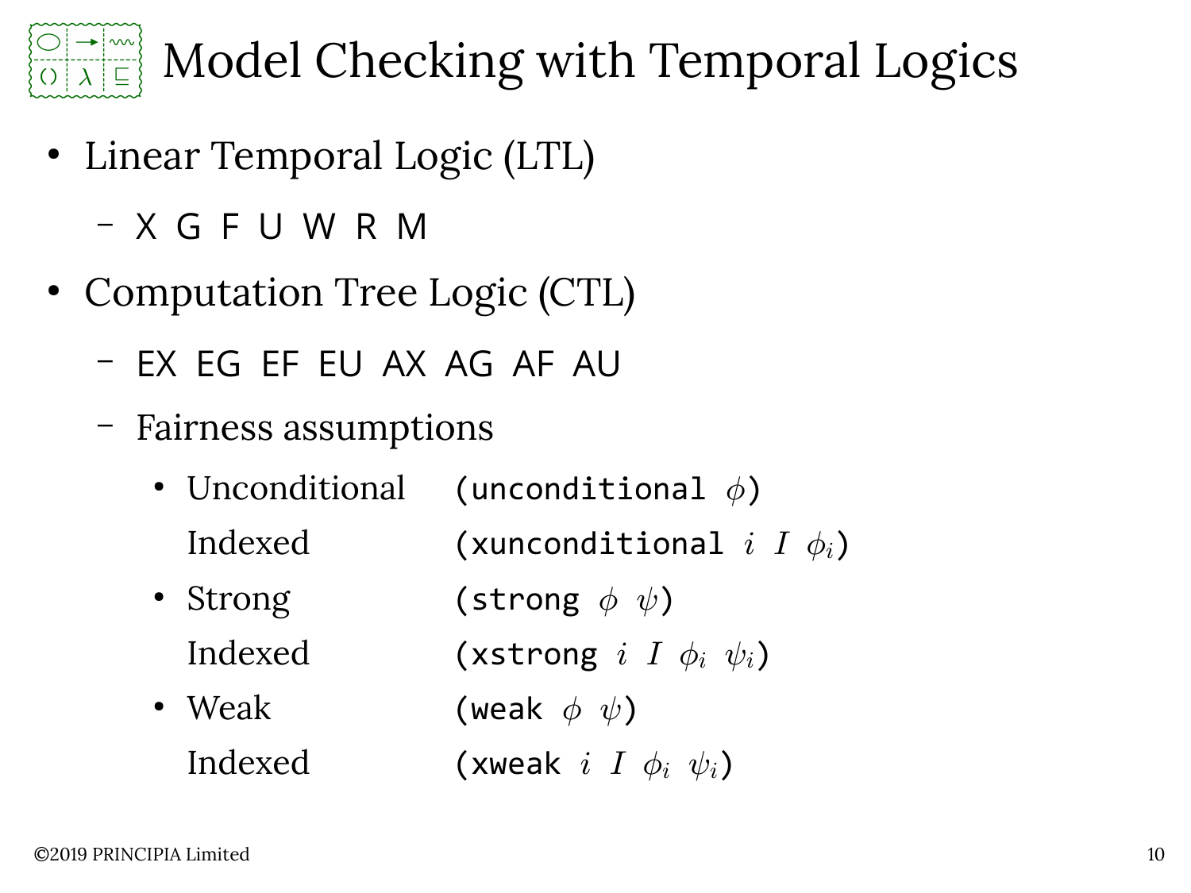# Model Checking with Temporal Logics

- Linear Temporal Logic (LTL)
  - X G F U W R M
- Computation Tree Logic (CTL)
  - EX EG EF EU AX AG AF AU
  - Fairness assumptions
    - Unconditional (`unconditional` $\phi$)
      Indexed (`xunconditional` $i$ $I$ $\phi_i$)
    - Strong (`strong` $\phi$ $\psi$)
      Indexed (`xstrong` $i$ $I$ $\phi_i$ $\psi_i$)
    - Weak (`weak` $\phi$ $\psi$)
      Indexed (`xweak` $i$ $I$ $\phi_i$ $\psi_i$)

©2019 PRINCIPIA Limited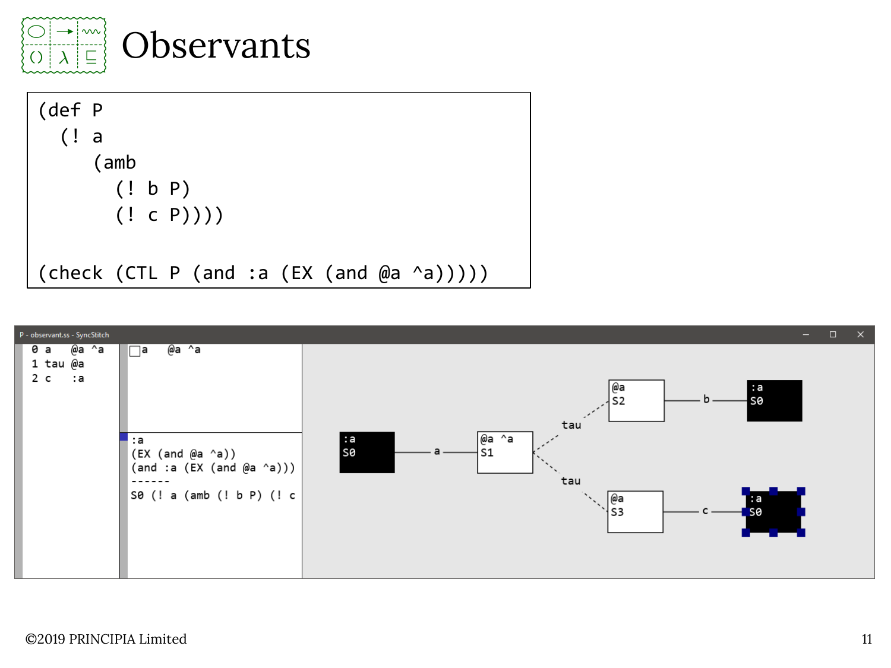# Observants

```
(def P
  (! a
     (amb
       (! b P)
       (! c P))))

(check (CTL P (and :a (EX (and @a ^a)))))
```

P - observant.ss - SyncStitch

```
0 a    @a ^a
1 tau @a
2 c    :a
```

```
a    @a ^a
```

```
:a
(EX (and @a ^a))
(and :a (EX (and @a ^a)))
------
S0 (! a (amb (! b P) (! c
```

©2019 PRINCIPIA Limited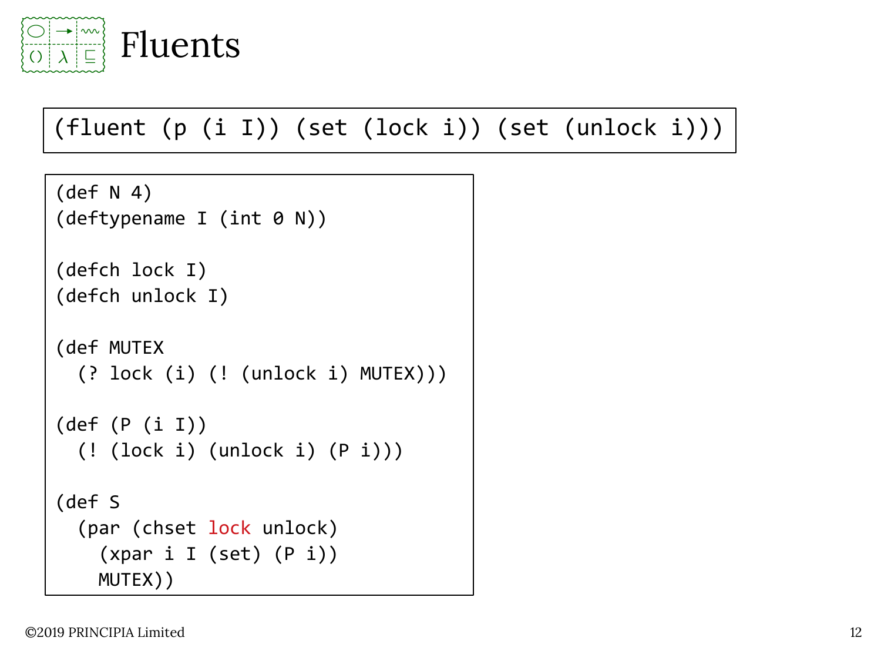# Fluents

```
(fluent (p (i I)) (set (lock i)) (set (unlock i)))
```

```
(def N 4)
(deftypename I (int 0 N))

(defch lock I)
(defch unlock I)

(def MUTEX
  (? lock (i) (! (unlock i) MUTEX)))

(def (P (i I))
  (! (lock i) (unlock i) (P i)))

(def S
  (par (chset lock unlock)
    (xpar i I (set) (P i))
    MUTEX))
```

©2019 PRINCIPIA Limited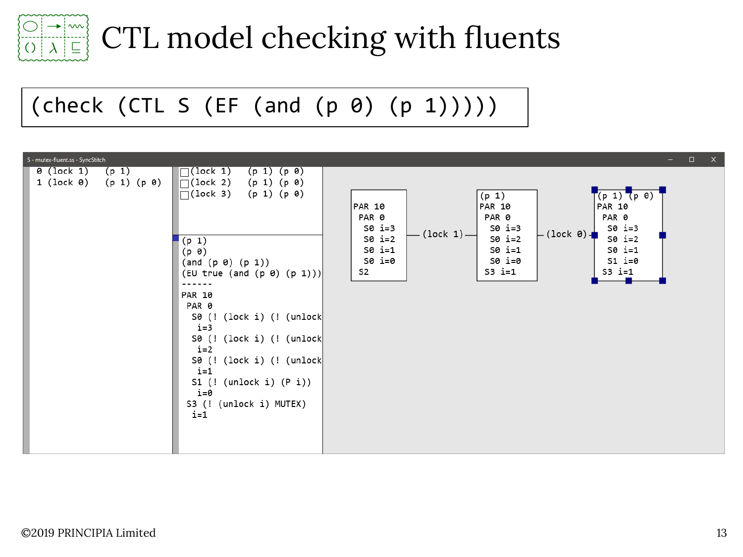# CTL model checking with fluents

```
(check (CTL S (EF (and (p 0) (p 1)))))
```

S - mutex-fluent.ss - SyncStitch

```
0 (lock 1)   (p 1)
1 (lock 0)   (p 1) (p 0)
```

```
(lock 1)   (p 1) (p 0)
(lock 2)   (p 1) (p 0)
(lock 3)   (p 1) (p 0)
```

```
(p 1)
(p 0)
(and (p 0) (p 1))
(EU true (and (p 0) (p 1)))
------
PAR 10
 PAR 0
  S0 (! (lock i) (! (unlock
   i=3
  S0 (! (lock i) (! (unlock
   i=2
  S0 (! (lock i) (! (unlock
   i=1
  S1 (! (unlock i) (P i))
   i=0
 S3 (! (unlock i) MUTEX)
  i=1
```

```
PAR 10            (p 1)              (p 1) (p 0)
 PAR 0            PAR 10             PAR 10
  S0 i=3           PAR 0              PAR 0
  S0 i=2  —(lock 1)— S0 i=3  —(lock 0)— S0 i=3
  S0 i=1            S0 i=2             S0 i=2
  S0 i=0            S0 i=1             S0 i=1
 S2                 S0 i=0             S1 i=0
                   S3 i=1             S3 i=1
```

©2019 PRINCIPIA Limited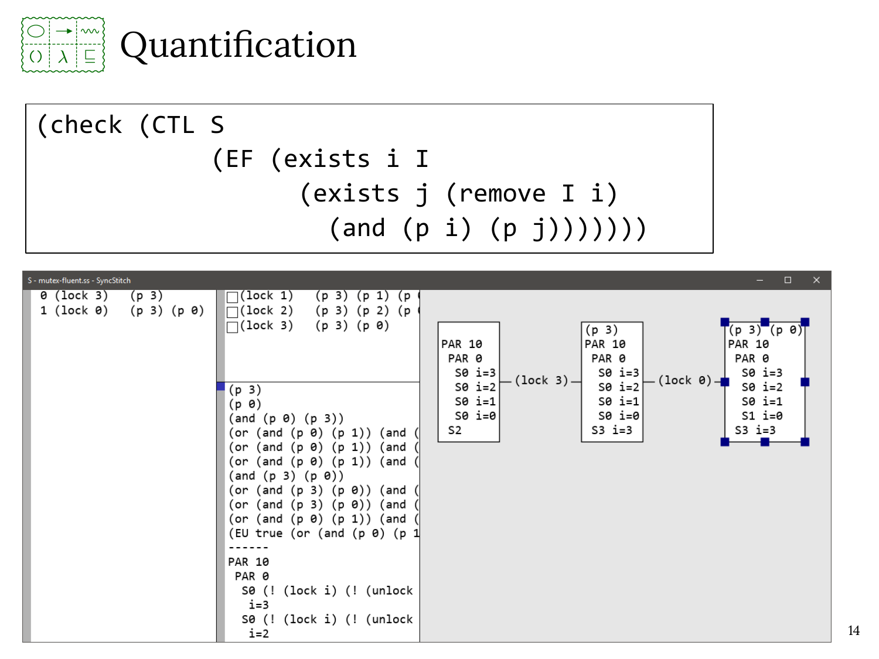# Quantification

```
(check (CTL S
            (EF (exists i I
                      (exists j (remove I i)
                        (and (p i) (p j)))))))
```

S - mutex-fluent.ss - SyncStitch

```
0 (lock 3)    (p 3)
1 (lock 0)    (p 3) (p 0)
```

```
□(lock 1)    (p 3) (p 1) (p
□(lock 2)    (p 3) (p 2) (p
□(lock 3)    (p 3) (p 0)
```

```
(p 3)
(p 0)
(and (p 0) (p 3))
(or (and (p 0) (p 1)) (and (
(or (and (p 0) (p 1)) (and (
(or (and (p 0) (p 1)) (and (
(and (p 3) (p 0))
(or (and (p 3) (p 0)) (and (
(or (and (p 3) (p 0)) (and (
(or (and (p 0) (p 1)) (and (
(EU true (or (and (p 0) (p 1
------
PAR 10
 PAR 0
  S0 (! (lock i) (! (unlock
   i=3
  S0 (! (lock i) (! (unlock
   i=2
```

```
PAR 10           (p 3)            (p 3) (p 0)
 PAR 0           PAR 10           PAR 10
  S0 i=3          PAR 0            PAR 0
  S0 i=2 —(lock 3)— S0 i=3 —(lock 0)— S0 i=3
  S0 i=1           S0 i=2           S0 i=2
  S0 i=0           S0 i=1           S0 i=1
 S2                S0 i=0           S1 i=0
                  S3 i=3           S3 i=3
```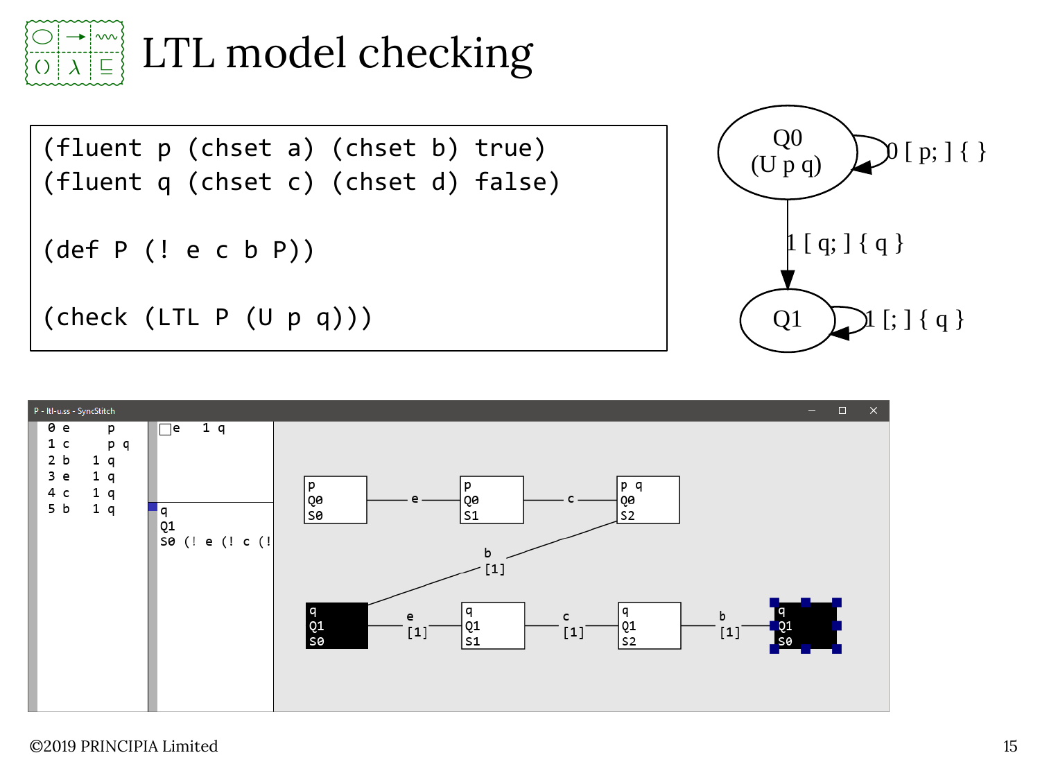# LTL model checking

```
(fluent p (chset a) (chset b) true)
(fluent q (chset c) (chset d) false)

(def P (! e c b P))

(check (LTL P (U p q)))
```

©2019 PRINCIPIA Limited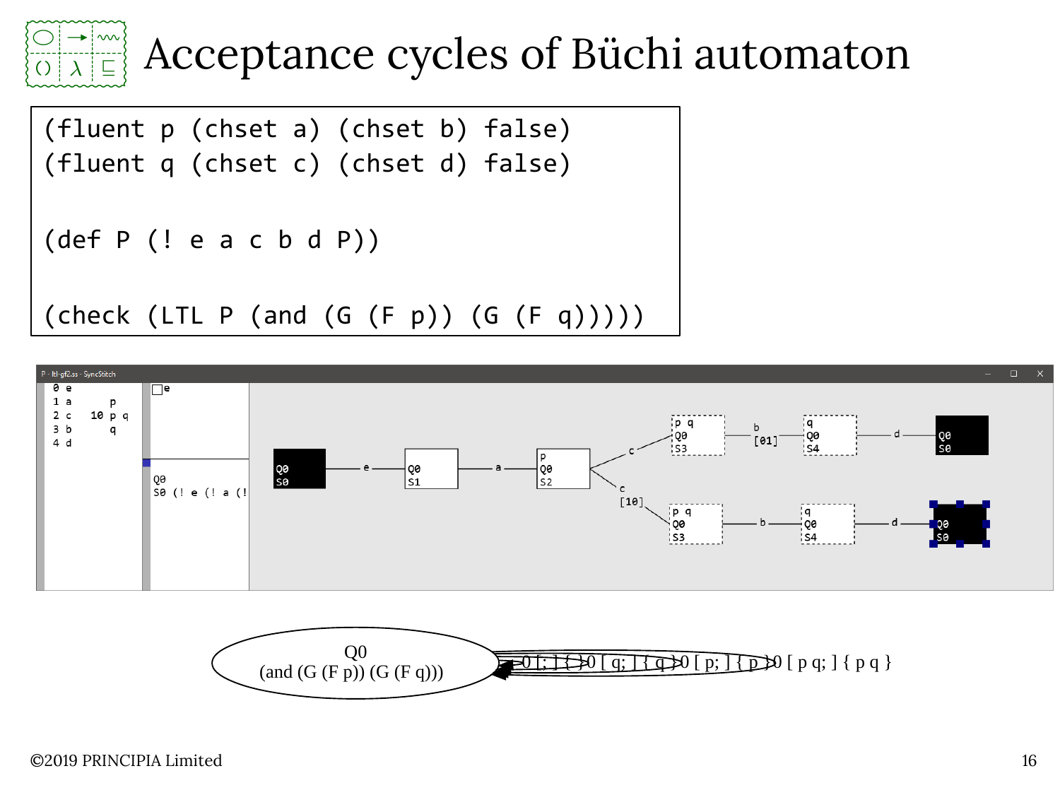# Acceptance cycles of Büchi automaton

```
(fluent p (chset a) (chset b) false)
(fluent q (chset c) (chset d) false)

(def P (! e a c b d P))

(check (LTL P (and (G (F p)) (G (F q)))))
```

©2019 PRINCIPIA Limited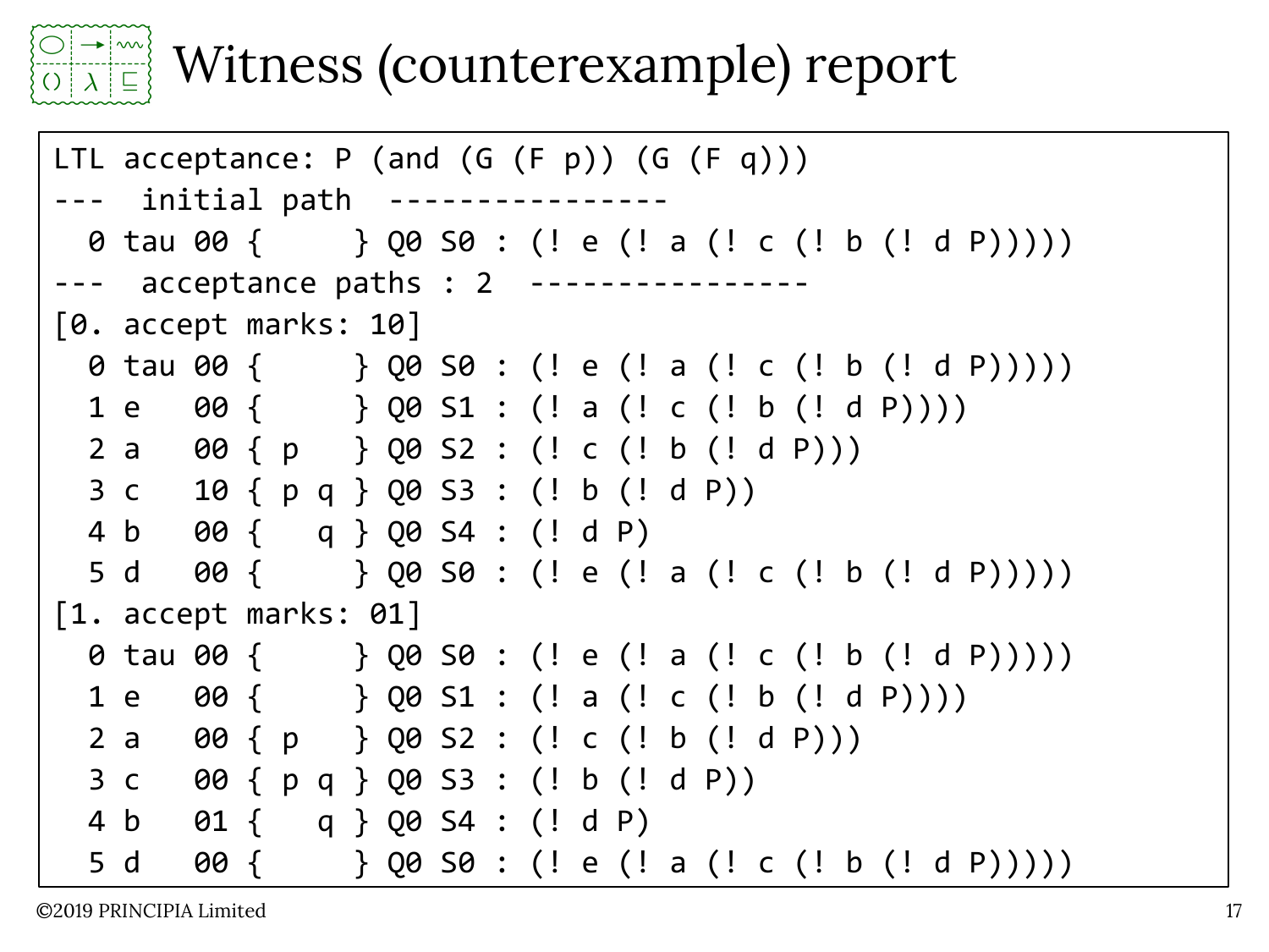# Witness (counterexample) report

```
LTL acceptance: P (and (G (F p)) (G (F q)))
---  initial path  ----------------
  0 tau 00 {     } Q0 S0 : (! e (! a (! c (! b (! d P)))))
---  acceptance paths : 2  ----------------
[0. accept marks: 10]
  0 tau 00 {     } Q0 S0 : (! e (! a (! c (! b (! d P)))))
  1 e   00 {     } Q0 S1 : (! a (! c (! b (! d P))))
  2 a   00 { p   } Q0 S2 : (! c (! b (! d P)))
  3 c   10 { p q } Q0 S3 : (! b (! d P))
  4 b   00 {   q } Q0 S4 : (! d P)
  5 d   00 {     } Q0 S0 : (! e (! a (! c (! b (! d P)))))
[1. accept marks: 01]
  0 tau 00 {     } Q0 S0 : (! e (! a (! c (! b (! d P)))))
  1 e   00 {     } Q0 S1 : (! a (! c (! b (! d P))))
  2 a   00 { p   } Q0 S2 : (! c (! b (! d P)))
  3 c   00 { p q } Q0 S3 : (! b (! d P))
  4 b   01 {   q } Q0 S4 : (! d P)
  5 d   00 {     } Q0 S0 : (! e (! a (! c (! b (! d P)))))
```

©2019 PRINCIPIA Limited